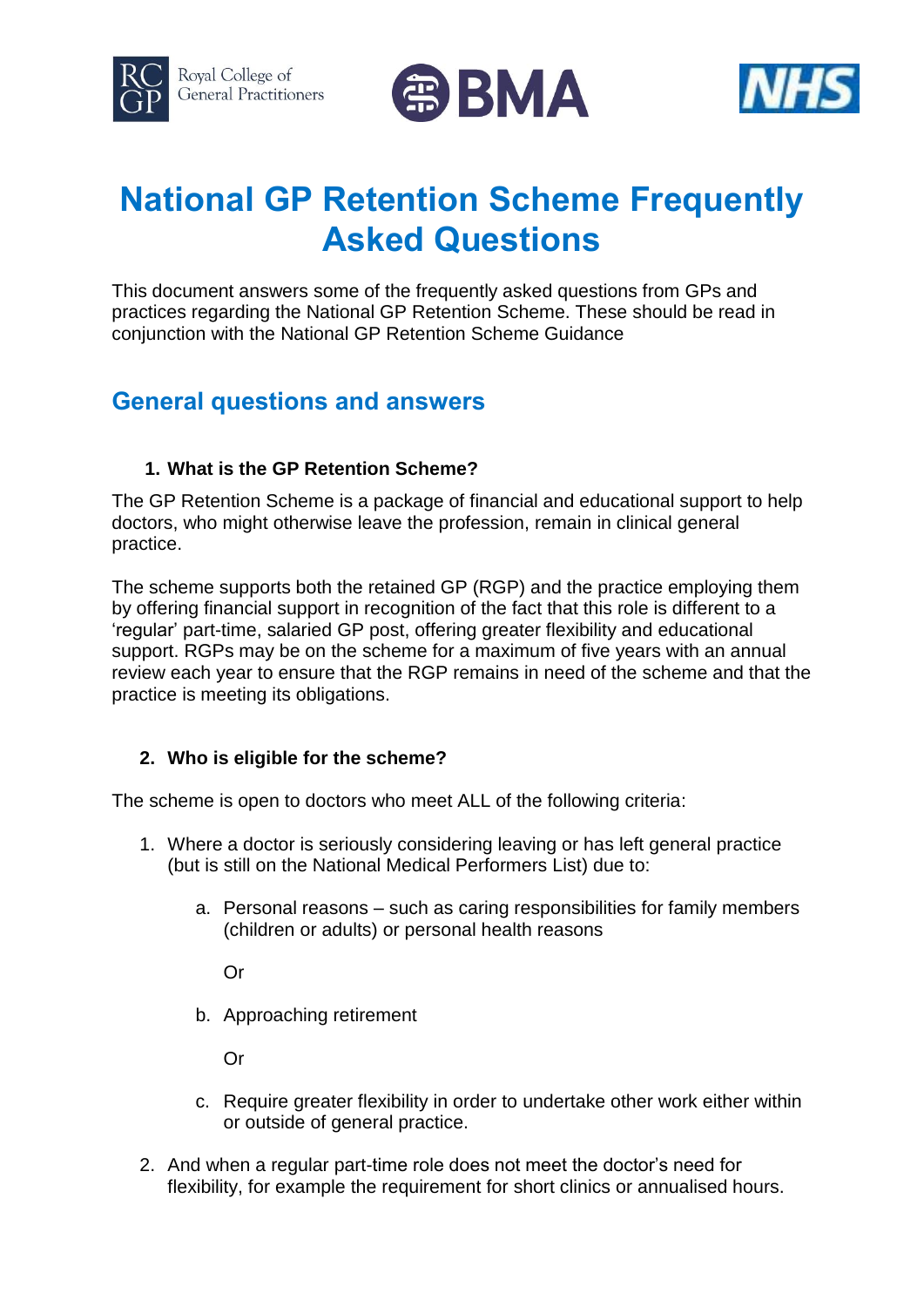# National GP Retention Scheme Frequently Asked Questions

This document answers some of the frequently asked questions from GPs and practices regarding the National GP Retention Scheme. These should be read in conjunction with the National GP Retention Scheme Guidance

## General questions and answers

### 1. What is the GP Retention Scheme?

The GP Retention Scheme is a package of financial and educational support to help doctors, who might otherwise leave the profession, remain in clinical general practice.

The scheme supports both the retained GP (RGP) and the practice employing them by offering financial support in recognition of the fact that this role is different to a 'regular' part-time, salaried GP post, offering greater flexibility and educational support. RGPs may be on the scheme for a maximum of five years with an annual review each year to ensure that the RGP remains in need of the scheme and that the practice is meeting its obligations.

### 2. Who is eligible for the scheme?

The scheme is open to doctors who meet ALL of the following criteria:

1. Where a doctor is seriously considering leaving or has left general practice (but is still on the National Medical Performers List) due to:

    a. Personal reasons – such as caring responsibilities for family members (children or adults) or personal health reasons

    Or

    b. Approaching retirement

    Or

    c. Require greater flexibility in order to undertake other work either within or outside of general practice.

2. And when a regular part-time role does not meet the doctor's need for flexibility, for example the requirement for short clinics or annualised hours.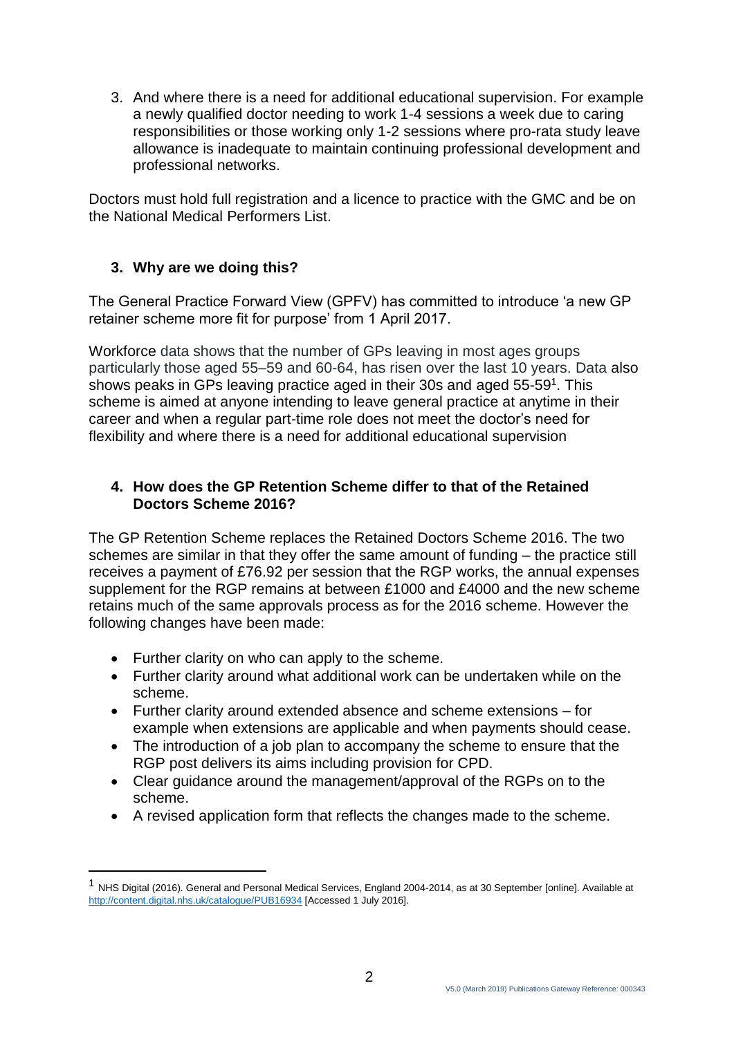3. And where there is a need for additional educational supervision. For example a newly qualified doctor needing to work 1-4 sessions a week due to caring responsibilities or those working only 1-2 sessions where pro-rata study leave allowance is inadequate to maintain continuing professional development and professional networks.

Doctors must hold full registration and a licence to practice with the GMC and be on the National Medical Performers List.

## 3. Why are we doing this?

The General Practice Forward View (GPFV) has committed to introduce 'a new GP retainer scheme more fit for purpose' from 1 April 2017.

Workforce data shows that the number of GPs leaving in most ages groups particularly those aged 55–59 and 60-64, has risen over the last 10 years. Data also shows peaks in GPs leaving practice aged in their 30s and aged 55-59[1]. This scheme is aimed at anyone intending to leave general practice at anytime in their career and when a regular part-time role does not meet the doctor's need for flexibility and where there is a need for additional educational supervision

## 4. How does the GP Retention Scheme differ to that of the Retained Doctors Scheme 2016?

The GP Retention Scheme replaces the Retained Doctors Scheme 2016. The two schemes are similar in that they offer the same amount of funding – the practice still receives a payment of £76.92 per session that the RGP works, the annual expenses supplement for the RGP remains at between £1000 and £4000 and the new scheme retains much of the same approvals process as for the 2016 scheme. However the following changes have been made:

- Further clarity on who can apply to the scheme.
- Further clarity around what additional work can be undertaken while on the scheme.
- Further clarity around extended absence and scheme extensions – for example when extensions are applicable and when payments should cease.
- The introduction of a job plan to accompany the scheme to ensure that the RGP post delivers its aims including provision for CPD.
- Clear guidance around the management/approval of the RGPs on to the scheme.
- A revised application form that reflects the changes made to the scheme.

[1] NHS Digital (2016). General and Personal Medical Services, England 2004-2014, as at 30 September [online]. Available at http://content.digital.nhs.uk/catalogue/PUB16934 [Accessed 1 July 2016].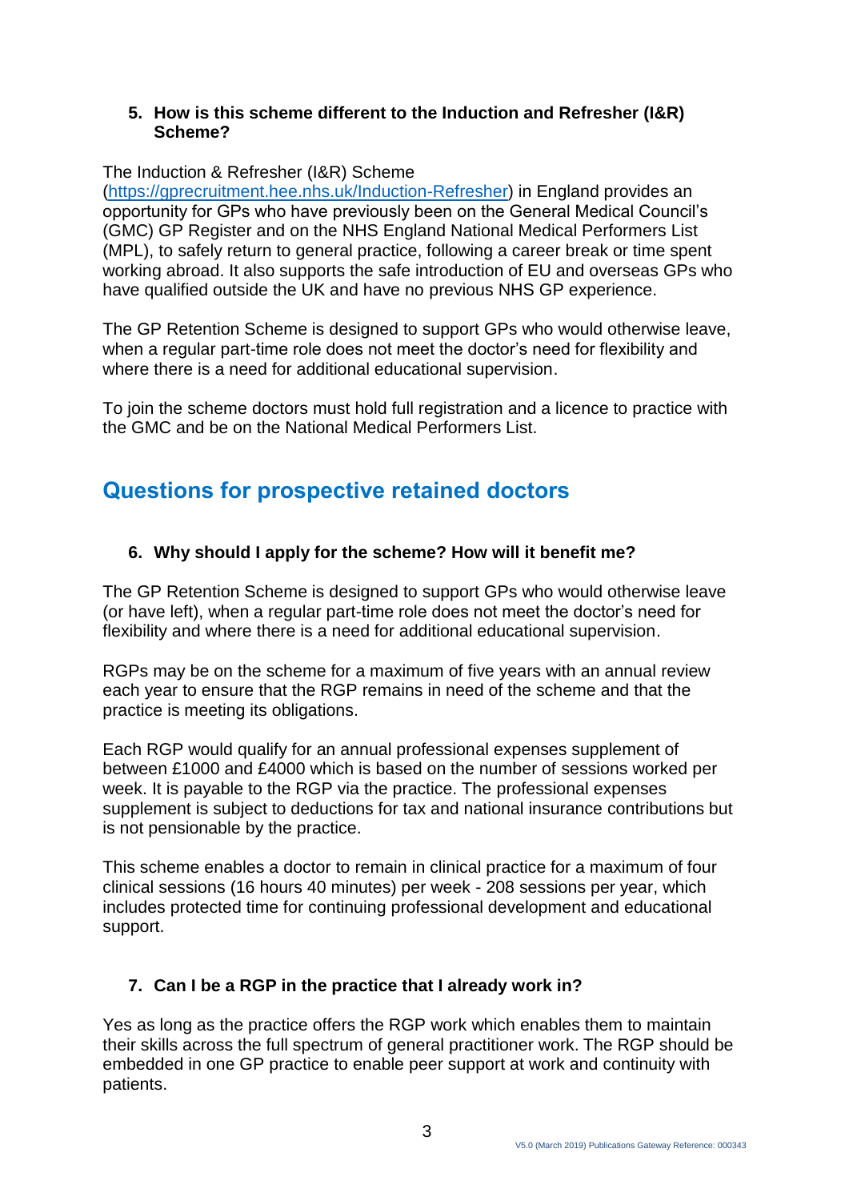**5. How is this scheme different to the Induction and Refresher (I&R) Scheme?**

The Induction & Refresher (I&R) Scheme (https://gprecruitment.hee.nhs.uk/Induction-Refresher) in England provides an opportunity for GPs who have previously been on the General Medical Council's (GMC) GP Register and on the NHS England National Medical Performers List (MPL), to safely return to general practice, following a career break or time spent working abroad. It also supports the safe introduction of EU and overseas GPs who have qualified outside the UK and have no previous NHS GP experience.

The GP Retention Scheme is designed to support GPs who would otherwise leave, when a regular part-time role does not meet the doctor's need for flexibility and where there is a need for additional educational supervision.

To join the scheme doctors must hold full registration and a licence to practice with the GMC and be on the National Medical Performers List.

## Questions for prospective retained doctors

**6. Why should I apply for the scheme? How will it benefit me?**

The GP Retention Scheme is designed to support GPs who would otherwise leave (or have left), when a regular part-time role does not meet the doctor's need for flexibility and where there is a need for additional educational supervision.

RGPs may be on the scheme for a maximum of five years with an annual review each year to ensure that the RGP remains in need of the scheme and that the practice is meeting its obligations.

Each RGP would qualify for an annual professional expenses supplement of between £1000 and £4000 which is based on the number of sessions worked per week. It is payable to the RGP via the practice. The professional expenses supplement is subject to deductions for tax and national insurance contributions but is not pensionable by the practice.

This scheme enables a doctor to remain in clinical practice for a maximum of four clinical sessions (16 hours 40 minutes) per week - 208 sessions per year, which includes protected time for continuing professional development and educational support.

**7. Can I be a RGP in the practice that I already work in?**

Yes as long as the practice offers the RGP work which enables them to maintain their skills across the full spectrum of general practitioner work. The RGP should be embedded in one GP practice to enable peer support at work and continuity with patients.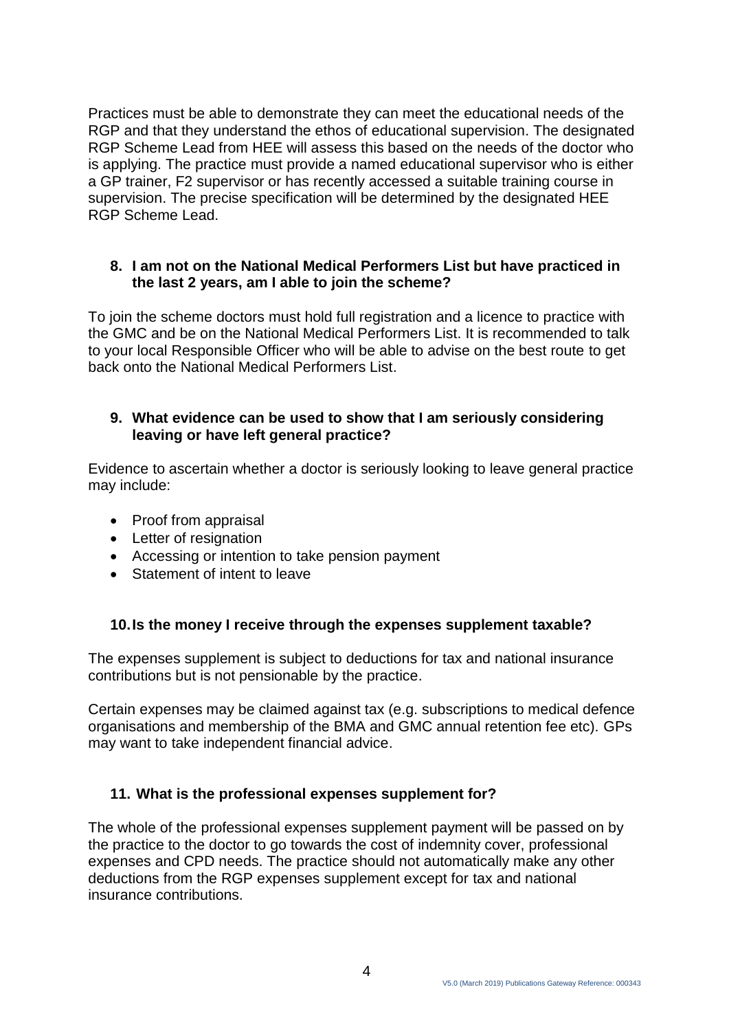Practices must be able to demonstrate they can meet the educational needs of the RGP and that they understand the ethos of educational supervision. The designated RGP Scheme Lead from HEE will assess this based on the needs of the doctor who is applying. The practice must provide a named educational supervisor who is either a GP trainer, F2 supervisor or has recently accessed a suitable training course in supervision. The precise specification will be determined by the designated HEE RGP Scheme Lead.

**8. I am not on the National Medical Performers List but have practiced in the last 2 years, am I able to join the scheme?**

To join the scheme doctors must hold full registration and a licence to practice with the GMC and be on the National Medical Performers List. It is recommended to talk to your local Responsible Officer who will be able to advise on the best route to get back onto the National Medical Performers List.

**9. What evidence can be used to show that I am seriously considering leaving or have left general practice?**

Evidence to ascertain whether a doctor is seriously looking to leave general practice may include:

- Proof from appraisal
- Letter of resignation
- Accessing or intention to take pension payment
- Statement of intent to leave

**10. Is the money I receive through the expenses supplement taxable?**

The expenses supplement is subject to deductions for tax and national insurance contributions but is not pensionable by the practice.

Certain expenses may be claimed against tax (e.g. subscriptions to medical defence organisations and membership of the BMA and GMC annual retention fee etc). GPs may want to take independent financial advice.

**11. What is the professional expenses supplement for?**

The whole of the professional expenses supplement payment will be passed on by the practice to the doctor to go towards the cost of indemnity cover, professional expenses and CPD needs. The practice should not automatically make any other deductions from the RGP expenses supplement except for tax and national insurance contributions.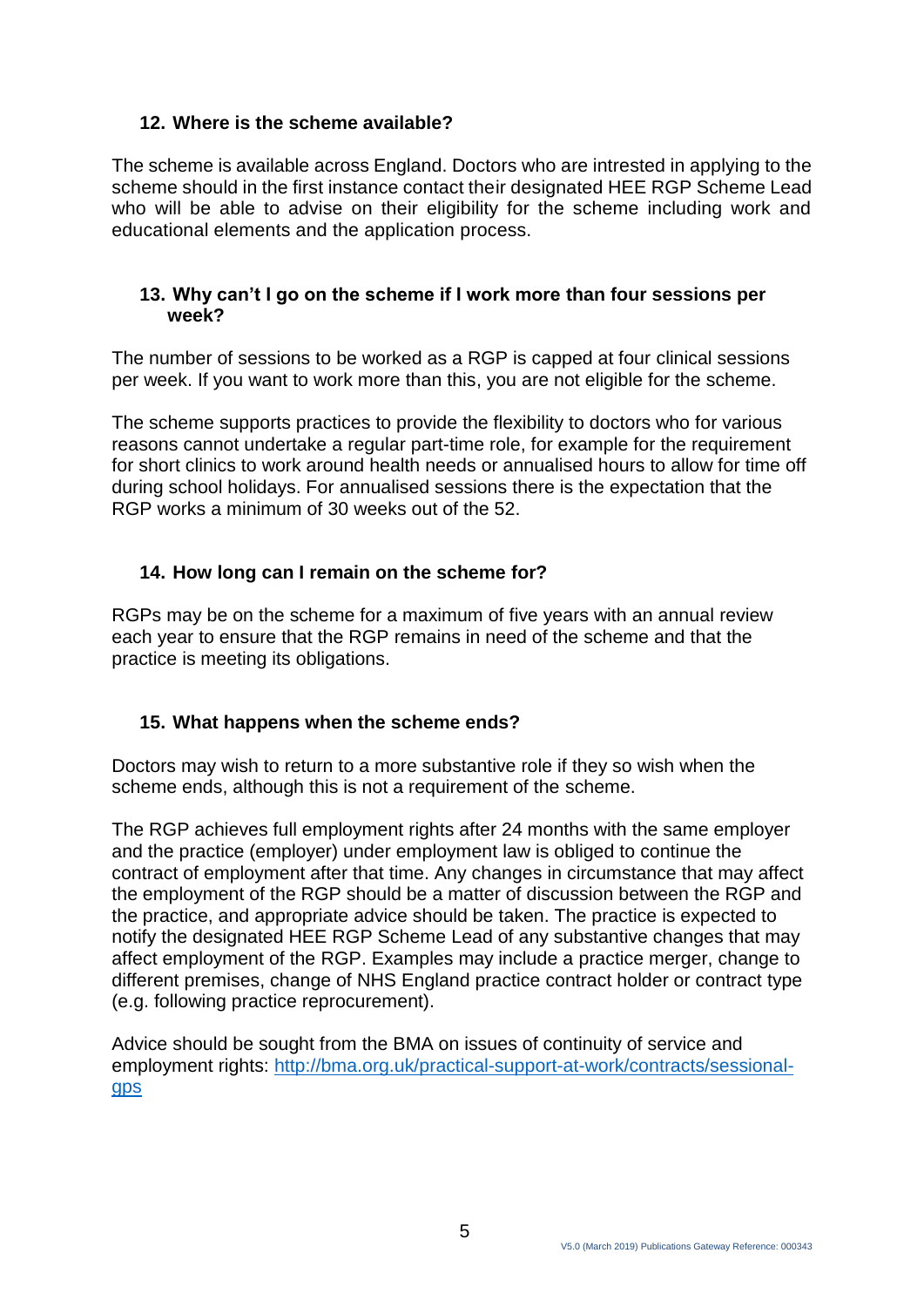## 12. Where is the scheme available?

The scheme is available across England. Doctors who are intrested in applying to the scheme should in the first instance contact their designated HEE RGP Scheme Lead who will be able to advise on their eligibility for the scheme including work and educational elements and the application process.

## 13. Why can't I go on the scheme if I work more than four sessions per week?

The number of sessions to be worked as a RGP is capped at four clinical sessions per week. If you want to work more than this, you are not eligible for the scheme.

The scheme supports practices to provide the flexibility to doctors who for various reasons cannot undertake a regular part-time role, for example for the requirement for short clinics to work around health needs or annualised hours to allow for time off during school holidays. For annualised sessions there is the expectation that the RGP works a minimum of 30 weeks out of the 52.

## 14. How long can I remain on the scheme for?

RGPs may be on the scheme for a maximum of five years with an annual review each year to ensure that the RGP remains in need of the scheme and that the practice is meeting its obligations.

## 15. What happens when the scheme ends?

Doctors may wish to return to a more substantive role if they so wish when the scheme ends, although this is not a requirement of the scheme.

The RGP achieves full employment rights after 24 months with the same employer and the practice (employer) under employment law is obliged to continue the contract of employment after that time. Any changes in circumstance that may affect the employment of the RGP should be a matter of discussion between the RGP and the practice, and appropriate advice should be taken. The practice is expected to notify the designated HEE RGP Scheme Lead of any substantive changes that may affect employment of the RGP. Examples may include a practice merger, change to different premises, change of NHS England practice contract holder or contract type (e.g. following practice reprocurement).

Advice should be sought from the BMA on issues of continuity of service and employment rights: [http://bma.org.uk/practical-support-at-work/contracts/sessional-gps](http://bma.org.uk/practical-support-at-work/contracts/sessional-gps)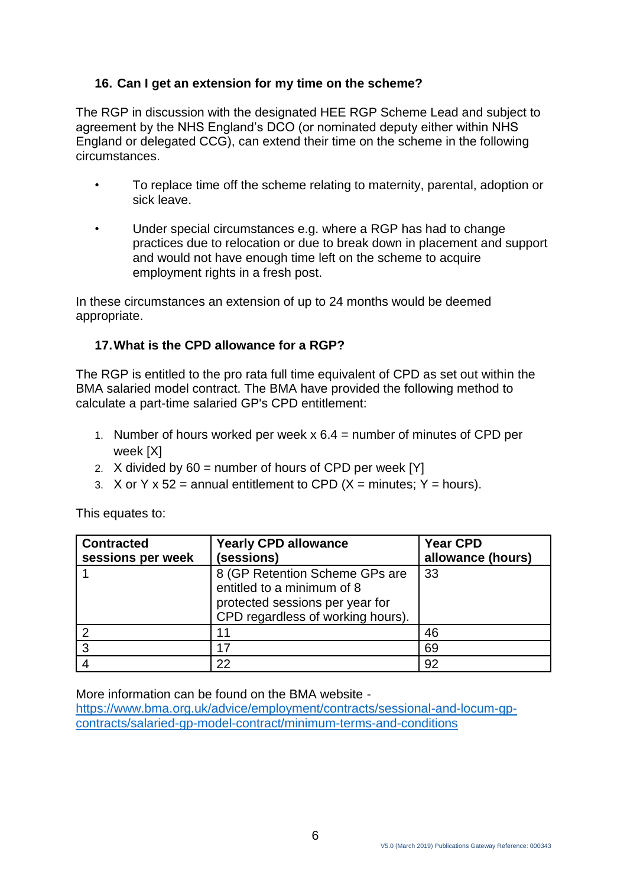### 16. Can I get an extension for my time on the scheme?

The RGP in discussion with the designated HEE RGP Scheme Lead and subject to agreement by the NHS England's DCO (or nominated deputy either within NHS England or delegated CCG), can extend their time on the scheme in the following circumstances.

- To replace time off the scheme relating to maternity, parental, adoption or sick leave.
- Under special circumstances e.g. where a RGP has had to change practices due to relocation or due to break down in placement and support and would not have enough time left on the scheme to acquire employment rights in a fresh post.

In these circumstances an extension of up to 24 months would be deemed appropriate.

### 17. What is the CPD allowance for a RGP?

The RGP is entitled to the pro rata full time equivalent of CPD as set out within the BMA salaried model contract. The BMA have provided the following method to calculate a part-time salaried GP's CPD entitlement:

1. Number of hours worked per week x 6.4 = number of minutes of CPD per week [X]
2. X divided by 60 = number of hours of CPD per week [Y]
3. X or Y x 52 = annual entitlement to CPD (X = minutes; Y = hours).

This equates to:

| Contracted sessions per week | Yearly CPD allowance (sessions) | Year CPD allowance (hours) |
|---|---|---|
| 1 | 8 (GP Retention Scheme GPs are entitled to a minimum of 8 protected sessions per year for CPD regardless of working hours). | 33 |
| 2 | 11 | 46 |
| 3 | 17 | 69 |
| 4 | 22 | 92 |

More information can be found on the BMA website - [https://www.bma.org.uk/advice/employment/contracts/sessional-and-locum-gp-contracts/salaried-gp-model-contract/minimum-terms-and-conditions](https://www.bma.org.uk/advice/employment/contracts/sessional-and-locum-gp-contracts/salaried-gp-model-contract/minimum-terms-and-conditions)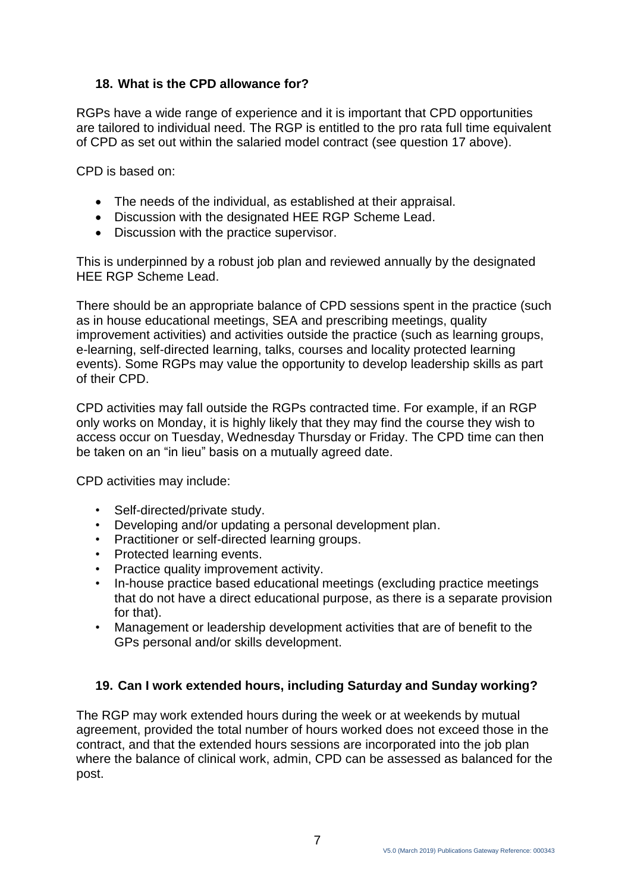### 18. What is the CPD allowance for?

RGPs have a wide range of experience and it is important that CPD opportunities are tailored to individual need. The RGP is entitled to the pro rata full time equivalent of CPD as set out within the salaried model contract (see question 17 above).

CPD is based on:

- The needs of the individual, as established at their appraisal.
- Discussion with the designated HEE RGP Scheme Lead.
- Discussion with the practice supervisor.

This is underpinned by a robust job plan and reviewed annually by the designated HEE RGP Scheme Lead.

There should be an appropriate balance of CPD sessions spent in the practice (such as in house educational meetings, SEA and prescribing meetings, quality improvement activities) and activities outside the practice (such as learning groups, e-learning, self-directed learning, talks, courses and locality protected learning events). Some RGPs may value the opportunity to develop leadership skills as part of their CPD.

CPD activities may fall outside the RGPs contracted time. For example, if an RGP only works on Monday, it is highly likely that they may find the course they wish to access occur on Tuesday, Wednesday Thursday or Friday. The CPD time can then be taken on an "in lieu" basis on a mutually agreed date.

CPD activities may include:

- Self-directed/private study.
- Developing and/or updating a personal development plan.
- Practitioner or self-directed learning groups.
- Protected learning events.
- Practice quality improvement activity.
- In-house practice based educational meetings (excluding practice meetings that do not have a direct educational purpose, as there is a separate provision for that).
- Management or leadership development activities that are of benefit to the GPs personal and/or skills development.

### 19. Can I work extended hours, including Saturday and Sunday working?

The RGP may work extended hours during the week or at weekends by mutual agreement, provided the total number of hours worked does not exceed those in the contract, and that the extended hours sessions are incorporated into the job plan where the balance of clinical work, admin, CPD can be assessed as balanced for the post.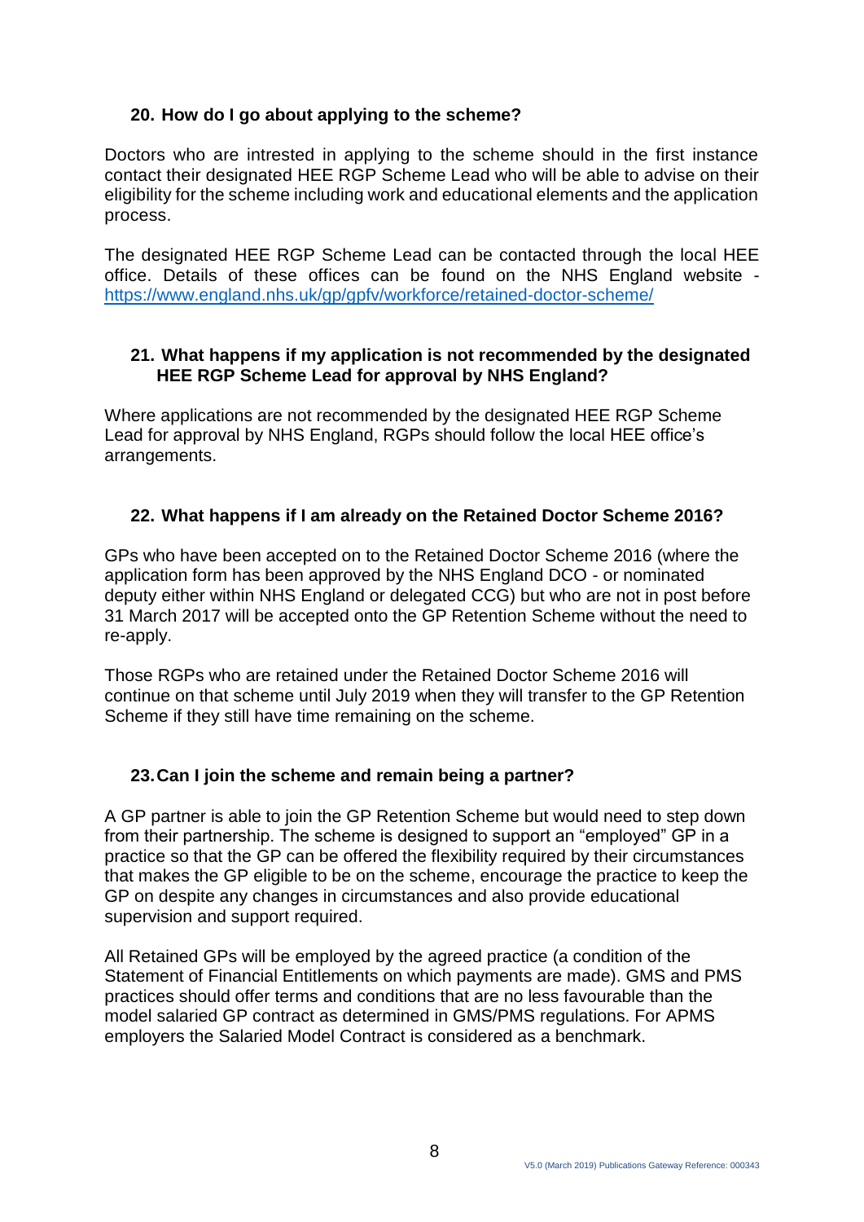### 20. How do I go about applying to the scheme?

Doctors who are intrested in applying to the scheme should in the first instance contact their designated HEE RGP Scheme Lead who will be able to advise on their eligibility for the scheme including work and educational elements and the application process.

The designated HEE RGP Scheme Lead can be contacted through the local HEE office. Details of these offices can be found on the NHS England website - https://www.england.nhs.uk/gp/gpfv/workforce/retained-doctor-scheme/

### 21. What happens if my application is not recommended by the designated HEE RGP Scheme Lead for approval by NHS England?

Where applications are not recommended by the designated HEE RGP Scheme Lead for approval by NHS England, RGPs should follow the local HEE office's arrangements.

### 22. What happens if I am already on the Retained Doctor Scheme 2016?

GPs who have been accepted on to the Retained Doctor Scheme 2016 (where the application form has been approved by the NHS England DCO - or nominated deputy either within NHS England or delegated CCG) but who are not in post before 31 March 2017 will be accepted onto the GP Retention Scheme without the need to re-apply.

Those RGPs who are retained under the Retained Doctor Scheme 2016 will continue on that scheme until July 2019 when they will transfer to the GP Retention Scheme if they still have time remaining on the scheme.

### 23. Can I join the scheme and remain being a partner?

A GP partner is able to join the GP Retention Scheme but would need to step down from their partnership. The scheme is designed to support an "employed" GP in a practice so that the GP can be offered the flexibility required by their circumstances that makes the GP eligible to be on the scheme, encourage the practice to keep the GP on despite any changes in circumstances and also provide educational supervision and support required.

All Retained GPs will be employed by the agreed practice (a condition of the Statement of Financial Entitlements on which payments are made). GMS and PMS practices should offer terms and conditions that are no less favourable than the model salaried GP contract as determined in GMS/PMS regulations. For APMS employers the Salaried Model Contract is considered as a benchmark.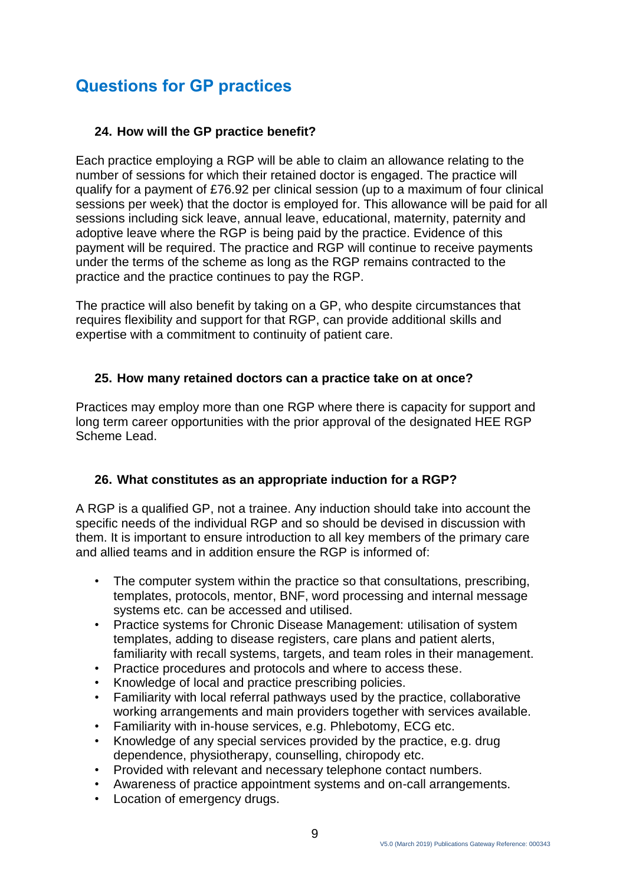## Questions for GP practices

### 24. How will the GP practice benefit?

Each practice employing a RGP will be able to claim an allowance relating to the number of sessions for which their retained doctor is engaged. The practice will qualify for a payment of £76.92 per clinical session (up to a maximum of four clinical sessions per week) that the doctor is employed for. This allowance will be paid for all sessions including sick leave, annual leave, educational, maternity, paternity and adoptive leave where the RGP is being paid by the practice. Evidence of this payment will be required. The practice and RGP will continue to receive payments under the terms of the scheme as long as the RGP remains contracted to the practice and the practice continues to pay the RGP.

The practice will also benefit by taking on a GP, who despite circumstances that requires flexibility and support for that RGP, can provide additional skills and expertise with a commitment to continuity of patient care.

### 25. How many retained doctors can a practice take on at once?

Practices may employ more than one RGP where there is capacity for support and long term career opportunities with the prior approval of the designated HEE RGP Scheme Lead.

### 26. What constitutes as an appropriate induction for a RGP?

A RGP is a qualified GP, not a trainee. Any induction should take into account the specific needs of the individual RGP and so should be devised in discussion with them. It is important to ensure introduction to all key members of the primary care and allied teams and in addition ensure the RGP is informed of:

- The computer system within the practice so that consultations, prescribing, templates, protocols, mentor, BNF, word processing and internal message systems etc. can be accessed and utilised.
- Practice systems for Chronic Disease Management: utilisation of system templates, adding to disease registers, care plans and patient alerts, familiarity with recall systems, targets, and team roles in their management.
- Practice procedures and protocols and where to access these.
- Knowledge of local and practice prescribing policies.
- Familiarity with local referral pathways used by the practice, collaborative working arrangements and main providers together with services available.
- Familiarity with in-house services, e.g. Phlebotomy, ECG etc.
- Knowledge of any special services provided by the practice, e.g. drug dependence, physiotherapy, counselling, chiropody etc.
- Provided with relevant and necessary telephone contact numbers.
- Awareness of practice appointment systems and on-call arrangements.
- Location of emergency drugs.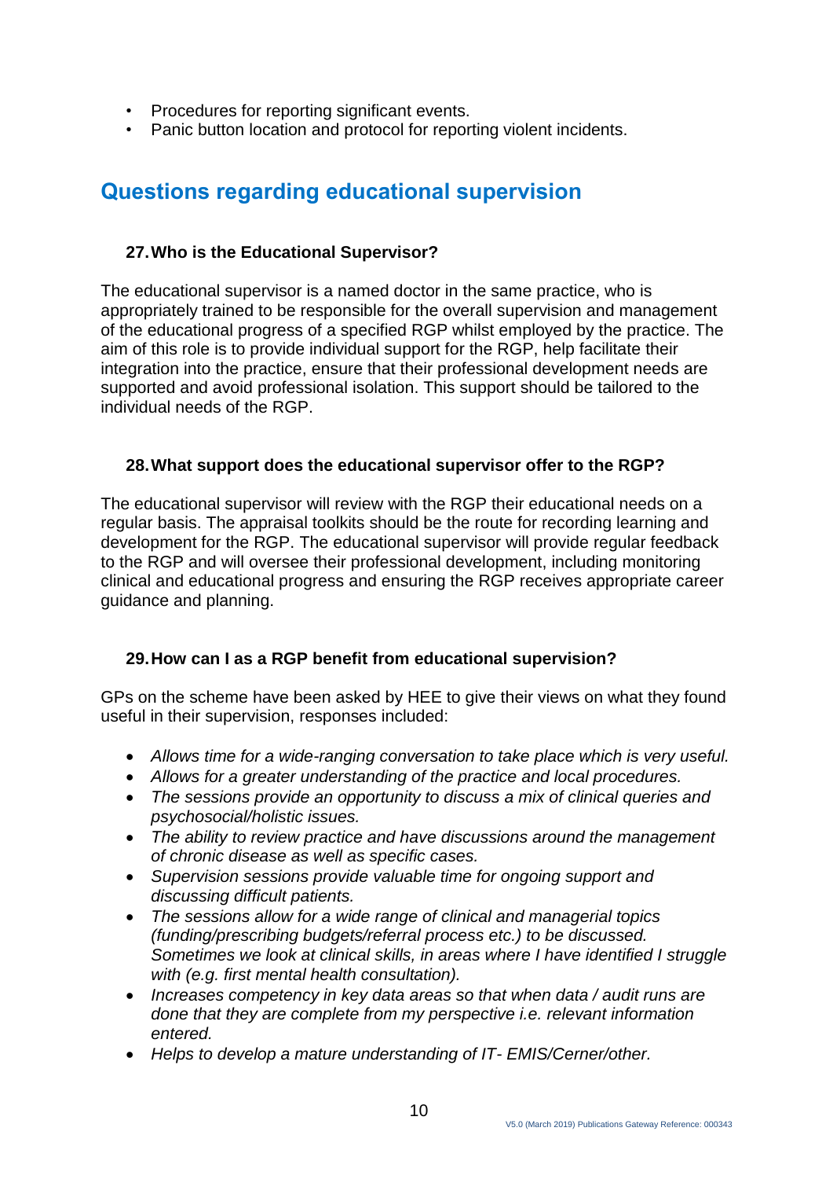- Procedures for reporting significant events.
- Panic button location and protocol for reporting violent incidents.

## Questions regarding educational supervision

### 27. Who is the Educational Supervisor?

The educational supervisor is a named doctor in the same practice, who is appropriately trained to be responsible for the overall supervision and management of the educational progress of a specified RGP whilst employed by the practice. The aim of this role is to provide individual support for the RGP, help facilitate their integration into the practice, ensure that their professional development needs are supported and avoid professional isolation. This support should be tailored to the individual needs of the RGP.

### 28. What support does the educational supervisor offer to the RGP?

The educational supervisor will review with the RGP their educational needs on a regular basis. The appraisal toolkits should be the route for recording learning and development for the RGP. The educational supervisor will provide regular feedback to the RGP and will oversee their professional development, including monitoring clinical and educational progress and ensuring the RGP receives appropriate career guidance and planning.

### 29. How can I as a RGP benefit from educational supervision?

GPs on the scheme have been asked by HEE to give their views on what they found useful in their supervision, responses included:

- *Allows time for a wide-ranging conversation to take place which is very useful.*
- *Allows for a greater understanding of the practice and local procedures.*
- *The sessions provide an opportunity to discuss a mix of clinical queries and psychosocial/holistic issues.*
- *The ability to review practice and have discussions around the management of chronic disease as well as specific cases.*
- *Supervision sessions provide valuable time for ongoing support and discussing difficult patients.*
- *The sessions allow for a wide range of clinical and managerial topics (funding/prescribing budgets/referral process etc.) to be discussed. Sometimes we look at clinical skills, in areas where I have identified I struggle with (e.g. first mental health consultation).*
- *Increases competency in key data areas so that when data / audit runs are done that they are complete from my perspective i.e. relevant information entered.*
- *Helps to develop a mature understanding of IT- EMIS/Cerner/other.*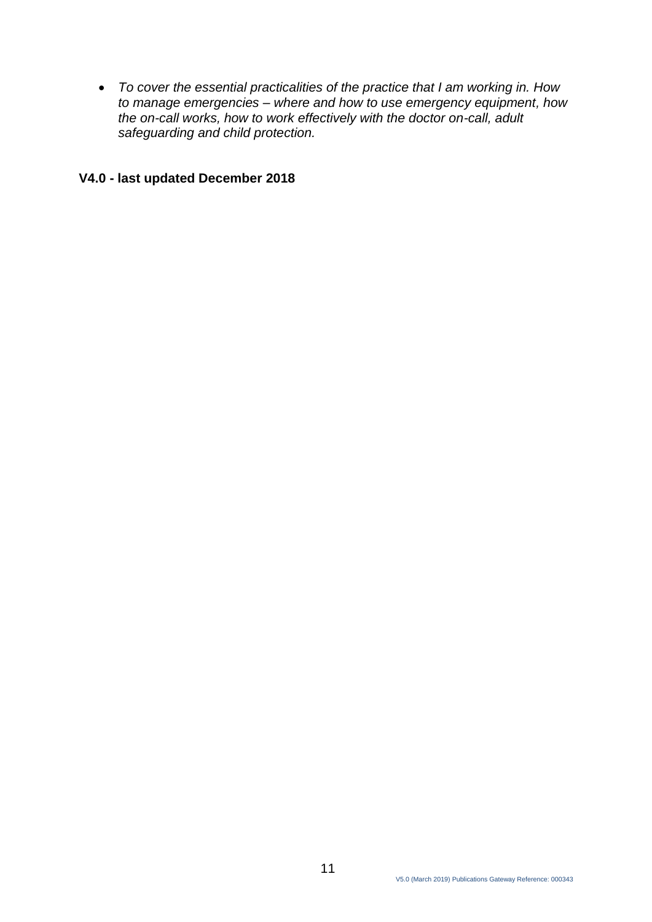- *To cover the essential practicalities of the practice that I am working in. How to manage emergencies – where and how to use emergency equipment, how the on-call works, how to work effectively with the doctor on-call, adult safeguarding and child protection.*

**V4.0 - last updated December 2018**